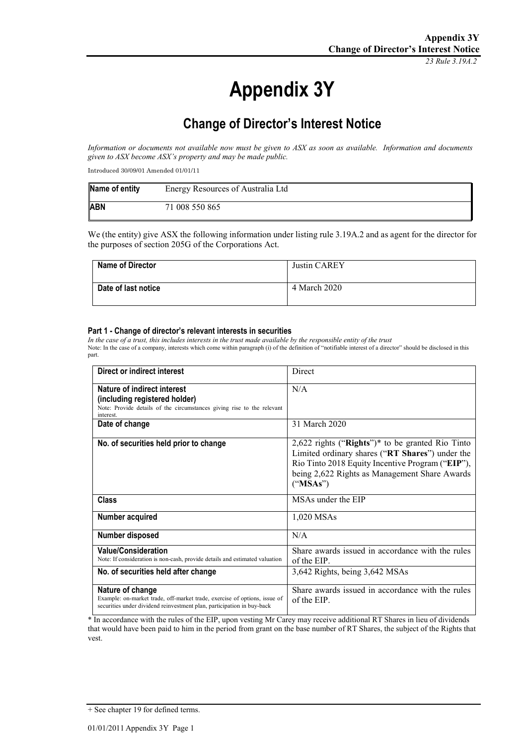# Appendix 3Y

## Change of Director's Interest Notice

*Information or documents not available now must be given to ASX as soon as available. Information and documents given to ASX become ASX's property and may be made public.*

Introduced 30/09/01 Amended 01/01/11

| Name of entity | Energy Resources of Australia Ltd |
|---|---|
| ABN | 71 008 550 865 |

We (the entity) give ASX the following information under listing rule 3.19A.2 and as agent for the director for the purposes of section 205G of the Corporations Act.

| Name of Director | Justin CAREY |
|---|---|
| Date of last notice | 4 March 2020 |

#### Part 1 - Change of director's relevant interests in securities

*In the case of a trust, this includes interests in the trust made available by the responsible entity of the trust*

Note: In the case of a company, interests which come within paragraph (i) of the definition of "notifiable interest of a director" should be disclosed in this part.

| Direct or indirect interest | Direct |
|---|---|
| **Nature of indirect interest (including registered holder)**<br>Note: Provide details of the circumstances giving rise to the relevant interest. | N/A |
| **Date of change** | 31 March 2020 |
| **No. of securities held prior to change** | 2,622 rights ("**Rights**")* to be granted Rio Tinto Limited ordinary shares ("**RT Shares**") under the Rio Tinto 2018 Equity Incentive Program ("**EIP**"), being 2,622 Rights as Management Share Awards ("**MSAs**") |
| **Class** | MSAs under the EIP |
| **Number acquired** | 1,020 MSAs |
| **Number disposed** | N/A |
| **Value/Consideration**<br>Note: If consideration is non-cash, provide details and estimated valuation | Share awards issued in accordance with the rules of the EIP. |
| **No. of securities held after change** | 3,642 Rights, being 3,642 MSAs |
| **Nature of change**<br>Example: on-market trade, off-market trade, exercise of options, issue of securities under dividend reinvestment plan, participation in buy-back | Share awards issued in accordance with the rules of the EIP. |

* In accordance with the rules of the EIP, upon vesting Mr Carey may receive additional RT Shares in lieu of dividends that would have been paid to him in the period from grant on the base number of RT Shares, the subject of the Rights that vest.

+ See chapter 19 for defined terms.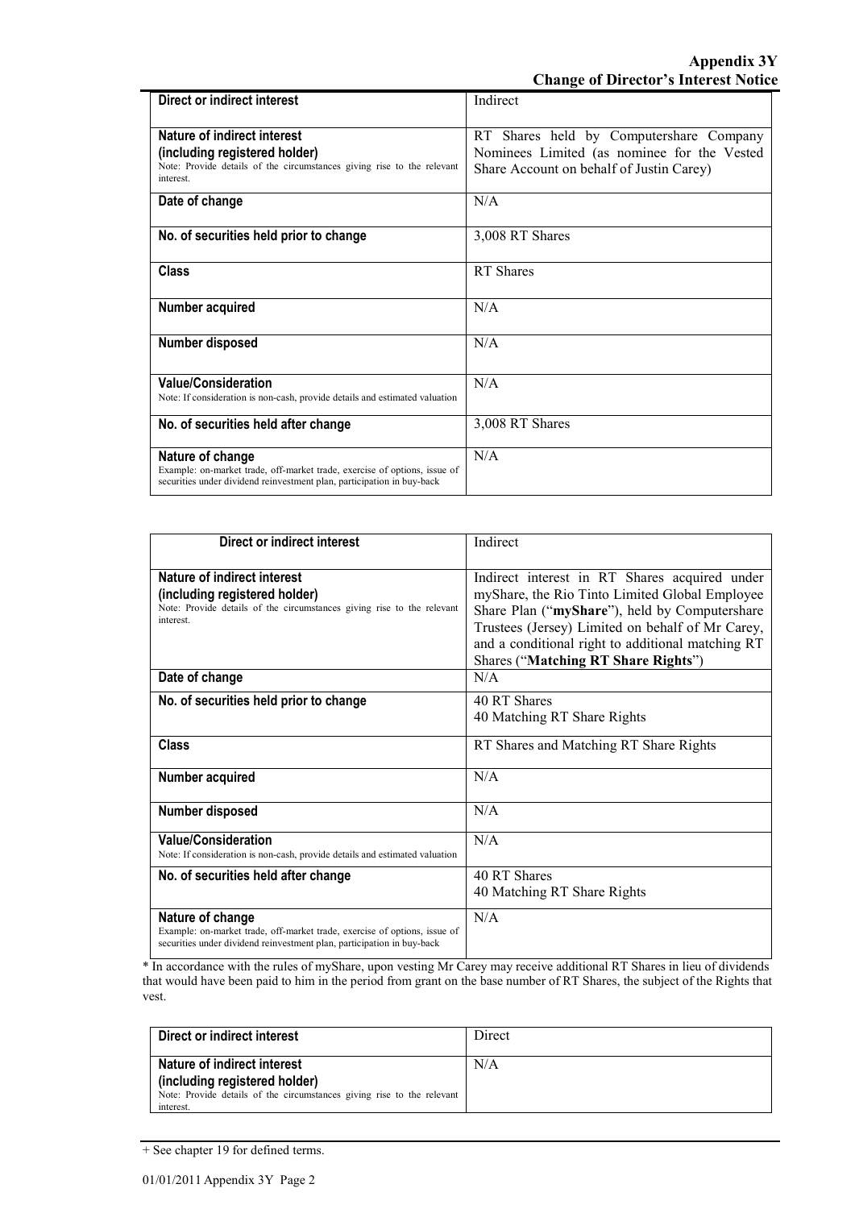| Direct or indirect interest | Indirect |
| --- | --- |
| **Nature of indirect interest (including registered holder)** Note: Provide details of the circumstances giving rise to the relevant interest. | RT Shares held by Computershare Company Nominees Limited (as nominee for the Vested Share Account on behalf of Justin Carey) |
| **Date of change** | N/A |
| **No. of securities held prior to change** | 3,008 RT Shares |
| **Class** | RT Shares |
| **Number acquired** | N/A |
| **Number disposed** | N/A |
| **Value/Consideration** Note: If consideration is non-cash, provide details and estimated valuation | N/A |
| **No. of securities held after change** | 3,008 RT Shares |
| **Nature of change** Example: on-market trade, off-market trade, exercise of options, issue of securities under dividend reinvestment plan, participation in buy-back | N/A |

| Direct or indirect interest | Indirect |
| --- | --- |
| **Nature of indirect interest (including registered holder)** Note: Provide details of the circumstances giving rise to the relevant interest. | Indirect interest in RT Shares acquired under myShare, the Rio Tinto Limited Global Employee Share Plan ("**myShare**"), held by Computershare Trustees (Jersey) Limited on behalf of Mr Carey, and a conditional right to additional matching RT Shares ("**Matching RT Share Rights**") |
| **Date of change** | N/A |
| **No. of securities held prior to change** | 40 RT Shares<br>40 Matching RT Share Rights |
| **Class** | RT Shares and Matching RT Share Rights |
| **Number acquired** | N/A |
| **Number disposed** | N/A |
| **Value/Consideration** Note: If consideration is non-cash, provide details and estimated valuation | N/A |
| **No. of securities held after change** | 40 RT Shares<br>40 Matching RT Share Rights |
| **Nature of change** Example: on-market trade, off-market trade, exercise of options, issue of securities under dividend reinvestment plan, participation in buy-back | N/A |

* In accordance with the rules of myShare, upon vesting Mr Carey may receive additional RT Shares in lieu of dividends that would have been paid to him in the period from grant on the base number of RT Shares, the subject of the Rights that vest.

| Direct or indirect interest | Direct |
| --- | --- |
| **Nature of indirect interest (including registered holder)** Note: Provide details of the circumstances giving rise to the relevant interest. | N/A |

+ See chapter 19 for defined terms.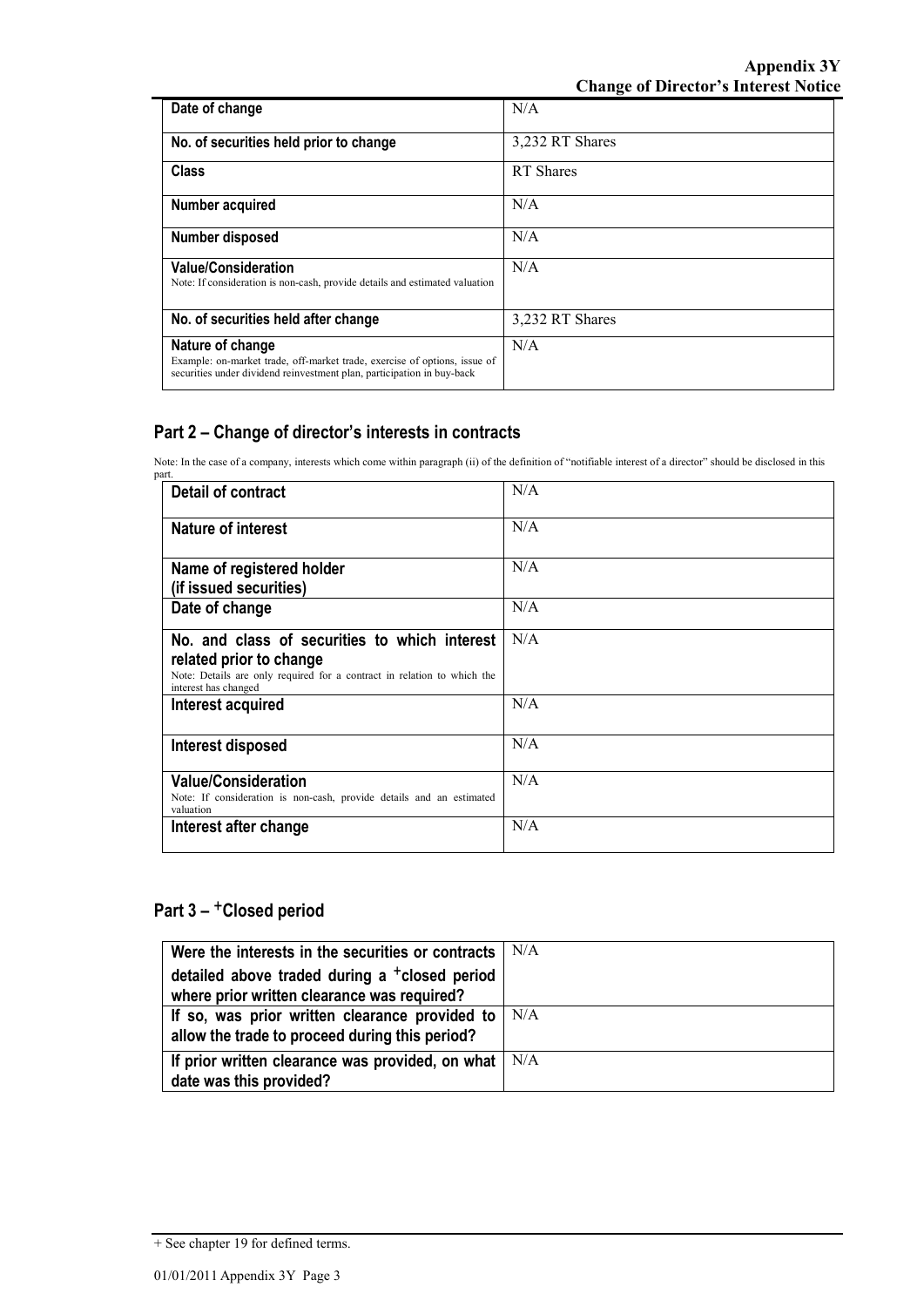| | |
|---|---|
| **Date of change** | N/A |
| **No. of securities held prior to change** | 3,232 RT Shares |
| **Class** | RT Shares |
| **Number acquired** | N/A |
| **Number disposed** | N/A |
| **Value/Consideration**<br>Note: If consideration is non-cash, provide details and estimated valuation | N/A |
| **No. of securities held after change** | 3,232 RT Shares |
| **Nature of change**<br>Example: on-market trade, off-market trade, exercise of options, issue of securities under dividend reinvestment plan, participation in buy-back | N/A |

## Part 2 – Change of director's interests in contracts

Note: In the case of a company, interests which come within paragraph (ii) of the definition of "notifiable interest of a director" should be disclosed in this part.

| | |
|---|---|
| **Detail of contract** | N/A |
| **Nature of interest** | N/A |
| **Name of registered holder (if issued securities)** | N/A |
| **Date of change** | N/A |
| **No. and class of securities to which interest related prior to change**<br>Note: Details are only required for a contract in relation to which the interest has changed | N/A |
| **Interest acquired** | N/A |
| **Interest disposed** | N/A |
| **Value/Consideration**<br>Note: If consideration is non-cash, provide details and an estimated valuation | N/A |
| **Interest after change** | N/A |

## Part 3 – +Closed period

| | |
|---|---|
| **Were the interests in the securities or contracts detailed above traded during a +closed period where prior written clearance was required?** | N/A |
| **If so, was prior written clearance provided to allow the trade to proceed during this period?** | N/A |
| **If prior written clearance was provided, on what date was this provided?** | N/A |

+ See chapter 19 for defined terms.